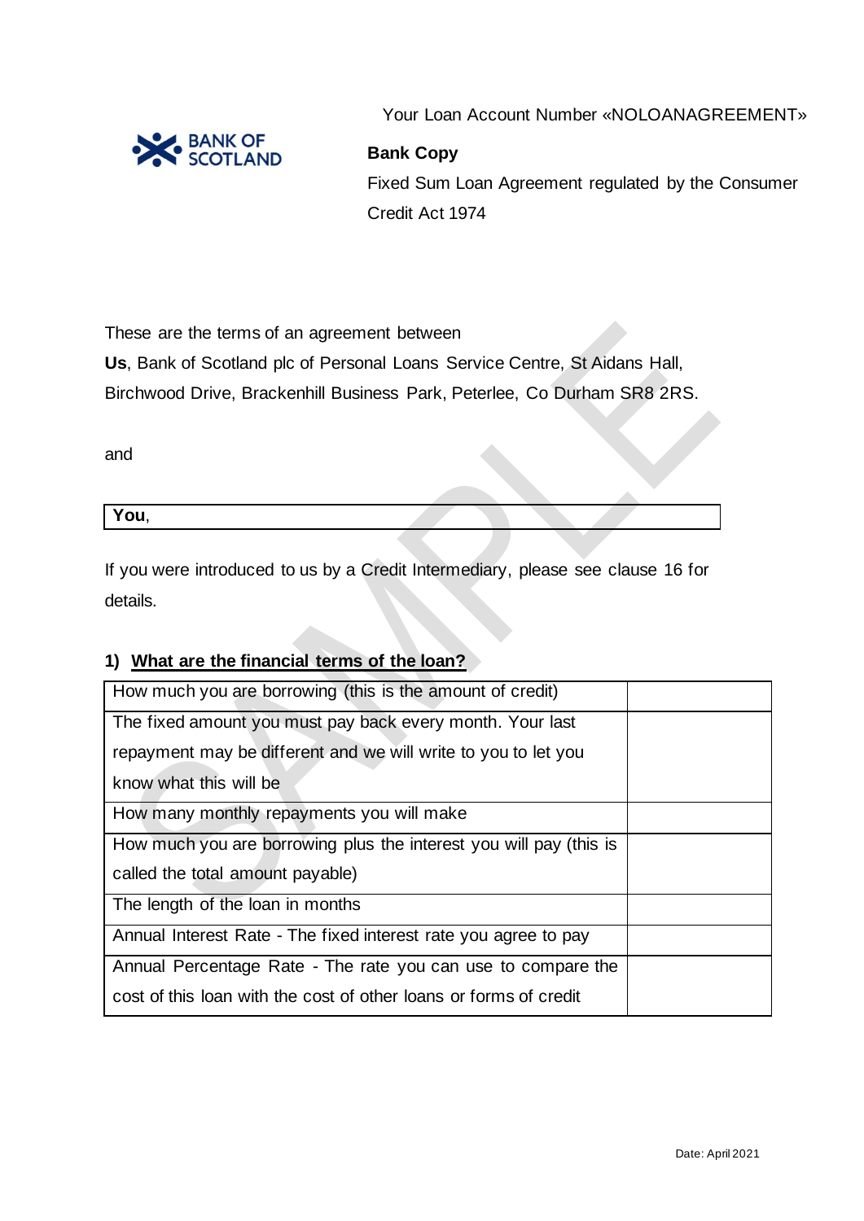Your Loan Account Number «NOLOANAGREEMENT»

**Bank Copy**

Fixed Sum Loan Agreement regulated by the Consumer Credit Act 1974

These are the terms of an agreement between

**Us**, Bank of Scotland plc of Personal Loans Service Centre, St Aidans Hall, Birchwood Drive, Brackenhill Business Park, Peterlee, Co Durham SR8 2RS.

and

| **You**, |
|---|

If you were introduced to us by a Credit Intermediary, please see clause 16 for details.

## 1) What are the financial terms of the loan?

| | |
|---|---|
| How much you are borrowing (this is the amount of credit) | |
| The fixed amount you must pay back every month. Your last repayment may be different and we will write to you to let you know what this will be | |
| How many monthly repayments you will make | |
| How much you are borrowing plus the interest you will pay (this is called the total amount payable) | |
| The length of the loan in months | |
| Annual Interest Rate - The fixed interest rate you agree to pay | |
| Annual Percentage Rate - The rate you can use to compare the cost of this loan with the cost of other loans or forms of credit | |

Date: April 2021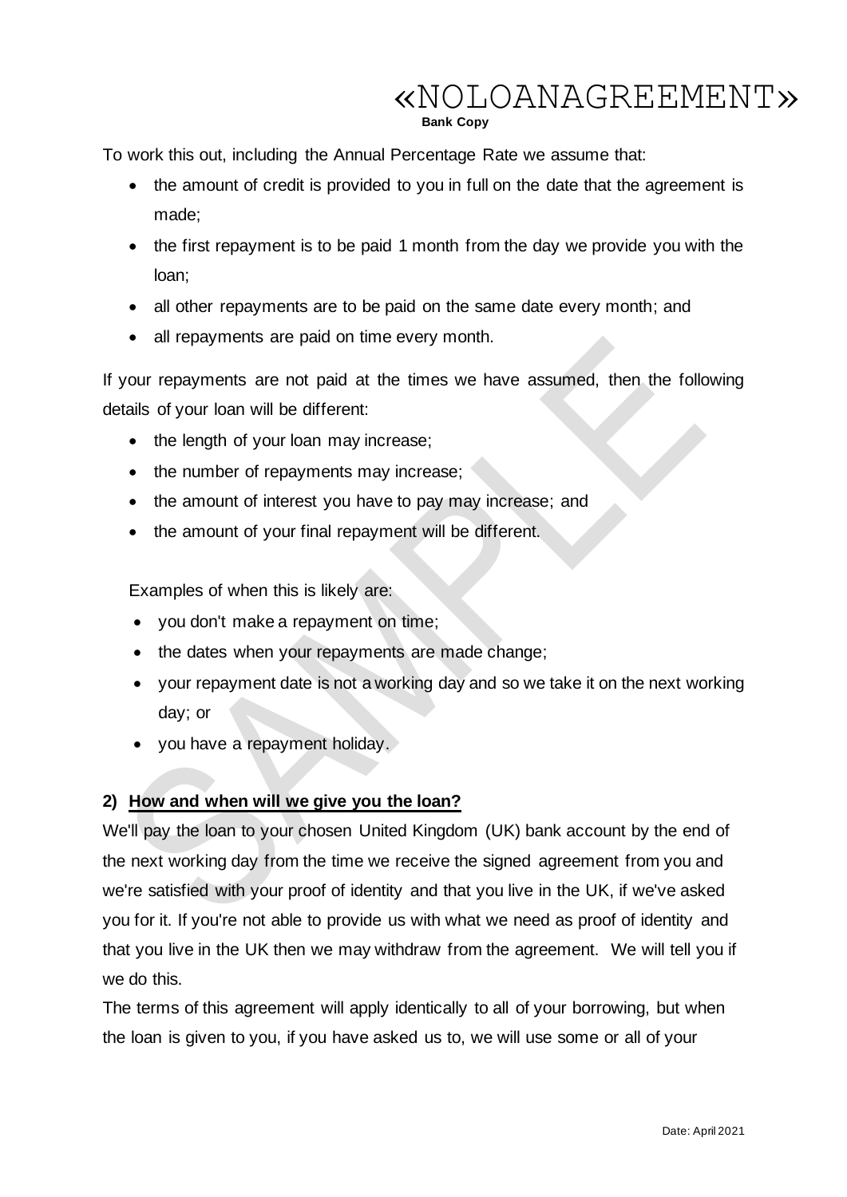To work this out, including the Annual Percentage Rate we assume that:

- the amount of credit is provided to you in full on the date that the agreement is made;
- the first repayment is to be paid 1 month from the day we provide you with the loan;
- all other repayments are to be paid on the same date every month; and
- all repayments are paid on time every month.

If your repayments are not paid at the times we have assumed, then the following details of your loan will be different:

- the length of your loan may increase;
- the number of repayments may increase;
- the amount of interest you have to pay may increase; and
- the amount of your final repayment will be different.

Examples of when this is likely are:

- you don't make a repayment on time;
- the dates when your repayments are made change;
- your repayment date is not a working day and so we take it on the next working day; or
- you have a repayment holiday.

## 2) How and when will we give you the loan?

We'll pay the loan to your chosen United Kingdom (UK) bank account by the end of the next working day from the time we receive the signed agreement from you and we're satisfied with your proof of identity and that you live in the UK, if we've asked you for it. If you're not able to provide us with what we need as proof of identity and that you live in the UK then we may withdraw from the agreement. We will tell you if we do this.

The terms of this agreement will apply identically to all of your borrowing, but when the loan is given to you, if you have asked us to, we will use some or all of your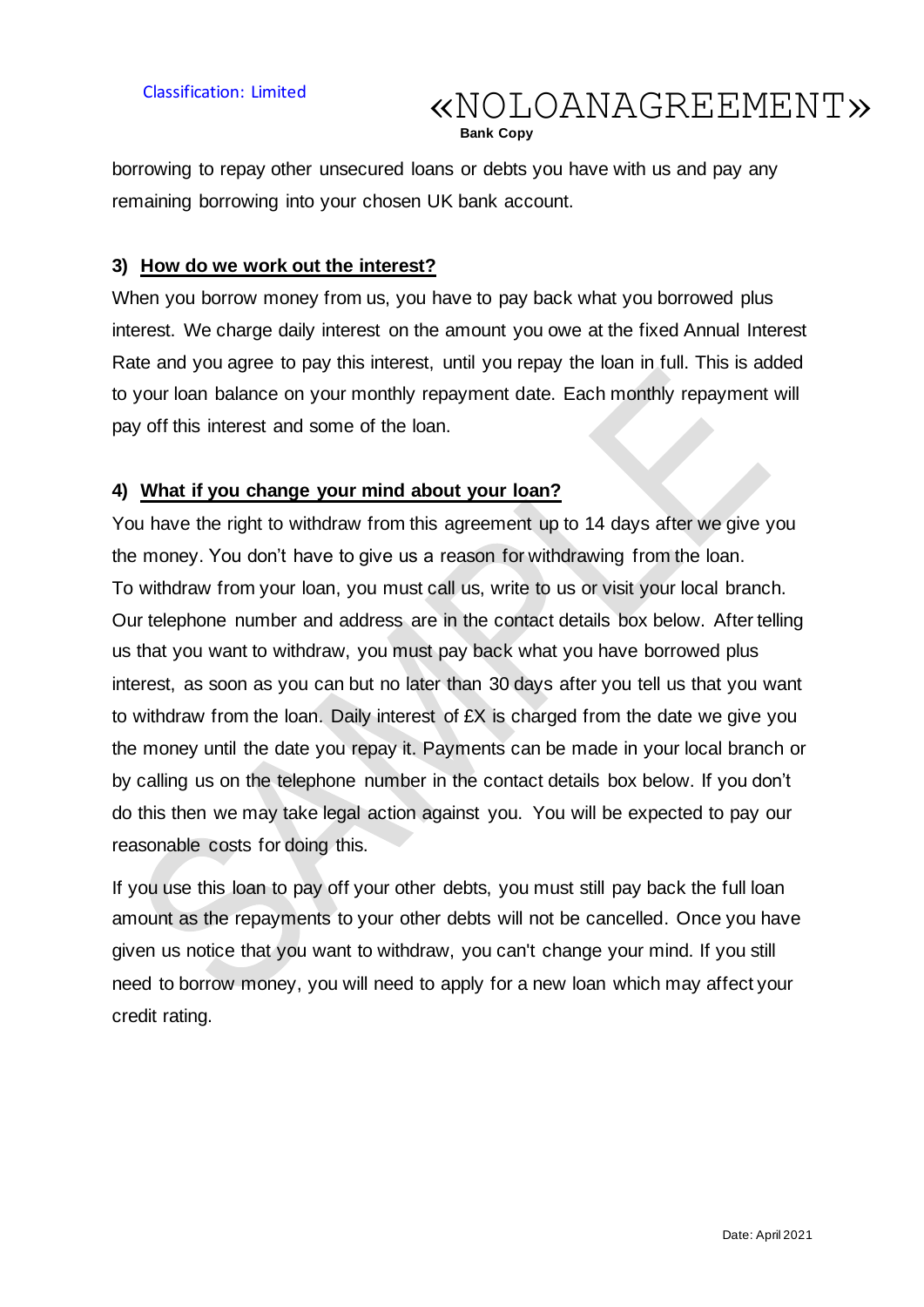borrowing to repay other unsecured loans or debts you have with us and pay any remaining borrowing into your chosen UK bank account.

### 3) How do we work out the interest?

When you borrow money from us, you have to pay back what you borrowed plus interest. We charge daily interest on the amount you owe at the fixed Annual Interest Rate and you agree to pay this interest, until you repay the loan in full. This is added to your loan balance on your monthly repayment date. Each monthly repayment will pay off this interest and some of the loan.

### 4) What if you change your mind about your loan?

You have the right to withdraw from this agreement up to 14 days after we give you the money. You don't have to give us a reason for withdrawing from the loan. To withdraw from your loan, you must call us, write to us or visit your local branch. Our telephone number and address are in the contact details box below. After telling us that you want to withdraw, you must pay back what you have borrowed plus interest, as soon as you can but no later than 30 days after you tell us that you want to withdraw from the loan. Daily interest of £X is charged from the date we give you the money until the date you repay it. Payments can be made in your local branch or by calling us on the telephone number in the contact details box below. If you don't do this then we may take legal action against you. You will be expected to pay our reasonable costs for doing this.

If you use this loan to pay off your other debts, you must still pay back the full loan amount as the repayments to your other debts will not be cancelled. Once you have given us notice that you want to withdraw, you can't change your mind. If you still need to borrow money, you will need to apply for a new loan which may affect your credit rating.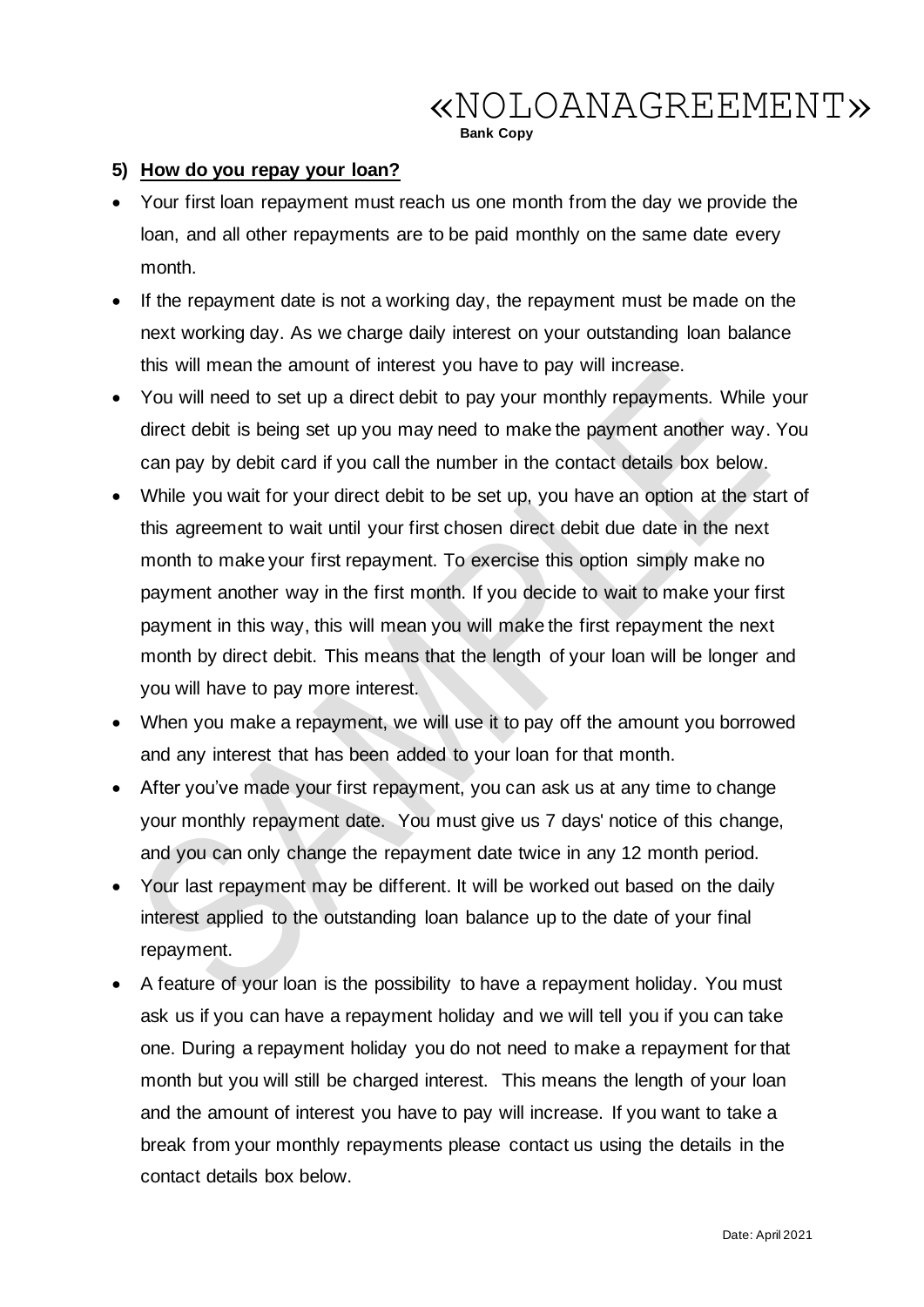«NOLOANAGREEMENT»

**Bank Copy**

## 5) **How do you repay your loan?**

- Your first loan repayment must reach us one month from the day we provide the loan, and all other repayments are to be paid monthly on the same date every month.
- If the repayment date is not a working day, the repayment must be made on the next working day. As we charge daily interest on your outstanding loan balance this will mean the amount of interest you have to pay will increase.
- You will need to set up a direct debit to pay your monthly repayments. While your direct debit is being set up you may need to make the payment another way. You can pay by debit card if you call the number in the contact details box below.
- While you wait for your direct debit to be set up, you have an option at the start of this agreement to wait until your first chosen direct debit due date in the next month to make your first repayment. To exercise this option simply make no payment another way in the first month. If you decide to wait to make your first payment in this way, this will mean you will make the first repayment the next month by direct debit. This means that the length of your loan will be longer and you will have to pay more interest.
- When you make a repayment, we will use it to pay off the amount you borrowed and any interest that has been added to your loan for that month.
- After you've made your first repayment, you can ask us at any time to change your monthly repayment date. You must give us 7 days' notice of this change, and you can only change the repayment date twice in any 12 month period.
- Your last repayment may be different. It will be worked out based on the daily interest applied to the outstanding loan balance up to the date of your final repayment.
- A feature of your loan is the possibility to have a repayment holiday. You must ask us if you can have a repayment holiday and we will tell you if you can take one. During a repayment holiday you do not need to make a repayment for that month but you will still be charged interest. This means the length of your loan and the amount of interest you have to pay will increase. If you want to take a break from your monthly repayments please contact us using the details in the contact details box below.

Date: April 2021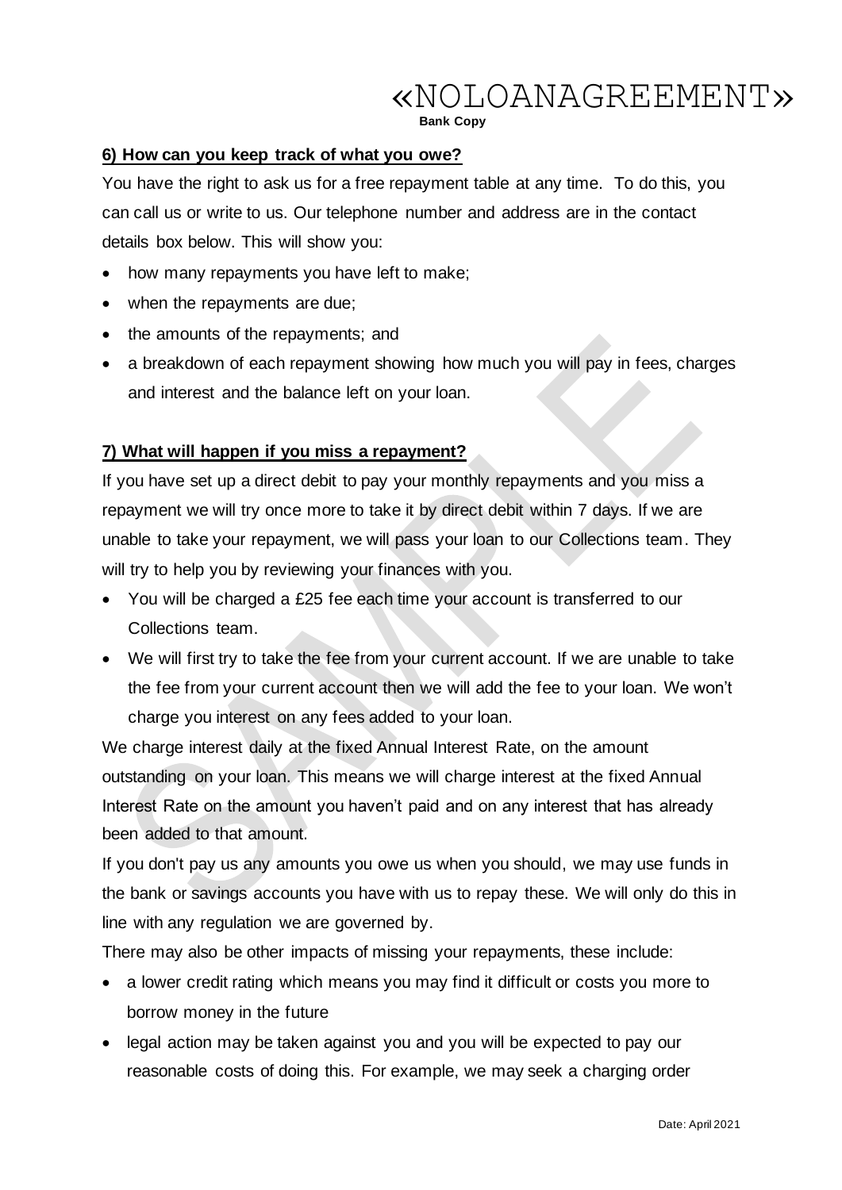«NOLOANAGREEMENT»

**Bank Copy**

**6) How can you keep track of what you owe?**

You have the right to ask us for a free repayment table at any time. To do this, you can call us or write to us. Our telephone number and address are in the contact details box below. This will show you:

- how many repayments you have left to make;
- when the repayments are due;
- the amounts of the repayments; and
- a breakdown of each repayment showing how much you will pay in fees, charges and interest and the balance left on your loan.

**7) What will happen if you miss a repayment?**

If you have set up a direct debit to pay your monthly repayments and you miss a repayment we will try once more to take it by direct debit within 7 days. If we are unable to take your repayment, we will pass your loan to our Collections team. They will try to help you by reviewing your finances with you.

- You will be charged a £25 fee each time your account is transferred to our Collections team.
- We will first try to take the fee from your current account. If we are unable to take the fee from your current account then we will add the fee to your loan. We won't charge you interest on any fees added to your loan.

We charge interest daily at the fixed Annual Interest Rate, on the amount outstanding on your loan. This means we will charge interest at the fixed Annual Interest Rate on the amount you haven't paid and on any interest that has already been added to that amount.

If you don't pay us any amounts you owe us when you should, we may use funds in the bank or savings accounts you have with us to repay these. We will only do this in line with any regulation we are governed by.

There may also be other impacts of missing your repayments, these include:

- a lower credit rating which means you may find it difficult or costs you more to borrow money in the future
- legal action may be taken against you and you will be expected to pay our reasonable costs of doing this. For example, we may seek a charging order

Date: April 2021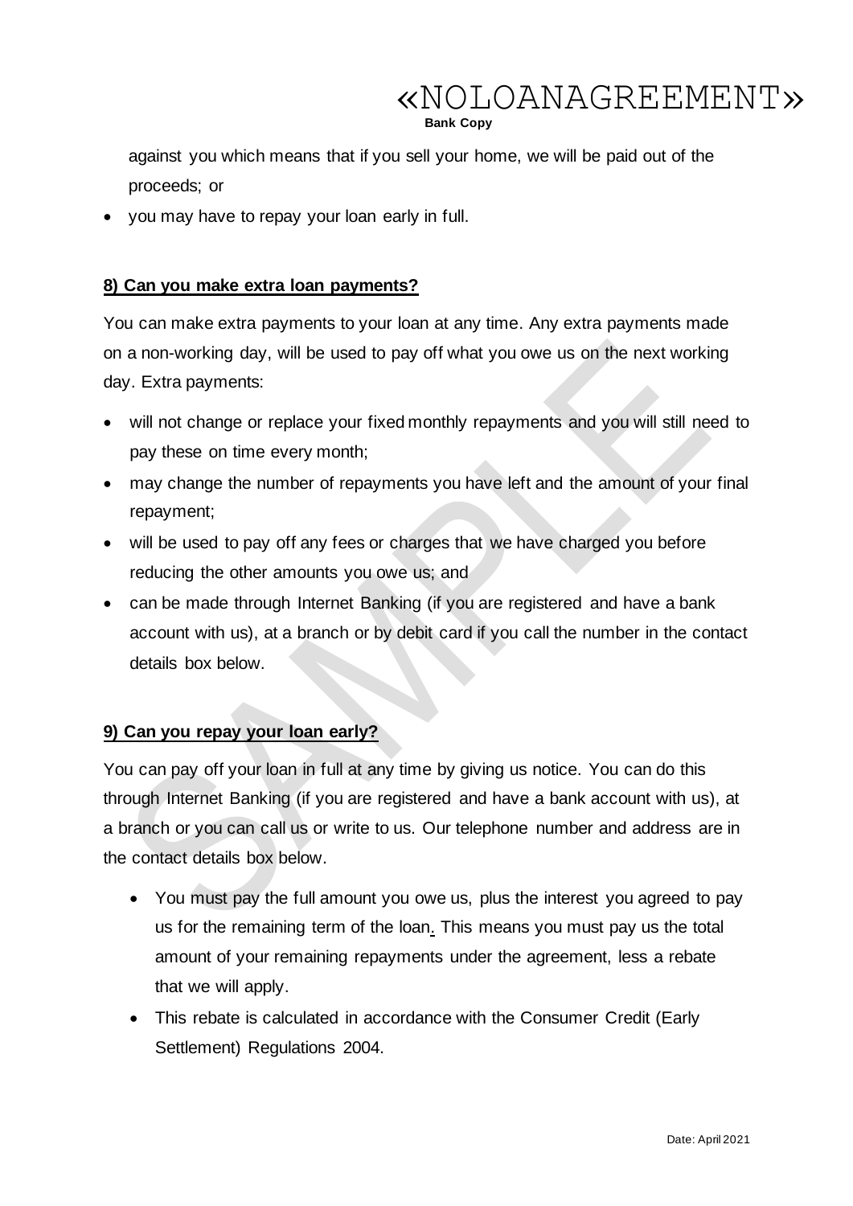against you which means that if you sell your home, we will be paid out of the proceeds; or

- you may have to repay your loan early in full.

## 8) Can you make extra loan payments?

You can make extra payments to your loan at any time. Any extra payments made on a non-working day, will be used to pay off what you owe us on the next working day. Extra payments:

- will not change or replace your fixed monthly repayments and you will still need to pay these on time every month;
- may change the number of repayments you have left and the amount of your final repayment;
- will be used to pay off any fees or charges that we have charged you before reducing the other amounts you owe us; and
- can be made through Internet Banking (if you are registered and have a bank account with us), at a branch or by debit card if you call the number in the contact details box below.

## 9) Can you repay your loan early?

You can pay off your loan in full at any time by giving us notice. You can do this through Internet Banking (if you are registered and have a bank account with us), at a branch or you can call us or write to us. Our telephone number and address are in the contact details box below.

- You must pay the full amount you owe us, plus the interest you agreed to pay us for the remaining term of the loan. This means you must pay us the total amount of your remaining repayments under the agreement, less a rebate that we will apply.
- This rebate is calculated in accordance with the Consumer Credit (Early Settlement) Regulations 2004.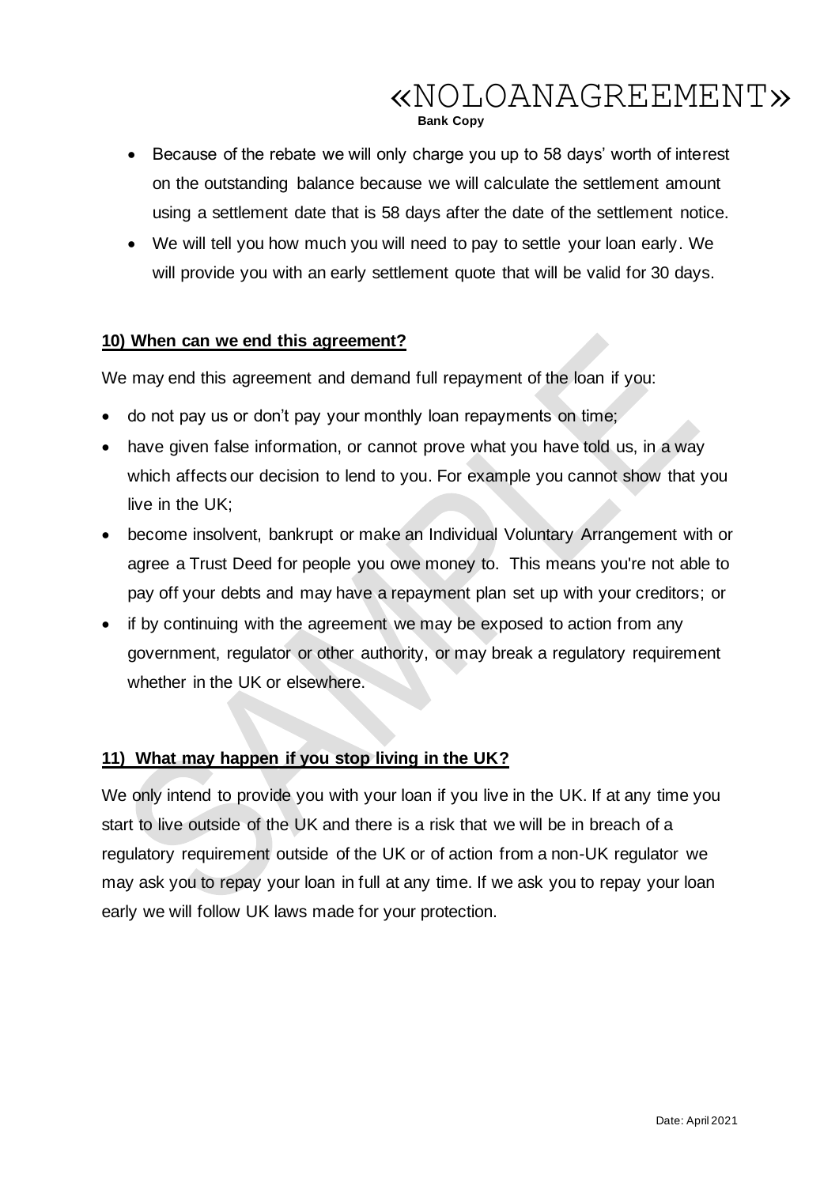- Because of the rebate we will only charge you up to 58 days' worth of interest on the outstanding balance because we will calculate the settlement amount using a settlement date that is 58 days after the date of the settlement notice.
- We will tell you how much you will need to pay to settle your loan early. We will provide you with an early settlement quote that will be valid for 30 days.

**10) When can we end this agreement?**

We may end this agreement and demand full repayment of the loan if you:

- do not pay us or don't pay your monthly loan repayments on time;
- have given false information, or cannot prove what you have told us, in a way which affects our decision to lend to you. For example you cannot show that you live in the UK;
- become insolvent, bankrupt or make an Individual Voluntary Arrangement with or agree a Trust Deed for people you owe money to. This means you're not able to pay off your debts and may have a repayment plan set up with your creditors; or
- if by continuing with the agreement we may be exposed to action from any government, regulator or other authority, or may break a regulatory requirement whether in the UK or elsewhere.

**11) What may happen if you stop living in the UK?**

We only intend to provide you with your loan if you live in the UK. If at any time you start to live outside of the UK and there is a risk that we will be in breach of a regulatory requirement outside of the UK or of action from a non-UK regulator we may ask you to repay your loan in full at any time. If we ask you to repay your loan early we will follow UK laws made for your protection.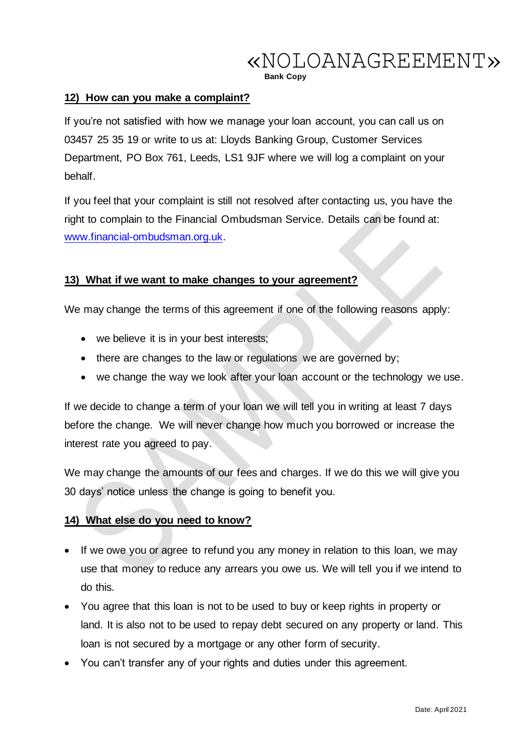## 12) How can you make a complaint?

If you're not satisfied with how we manage your loan account, you can call us on 03457 25 35 19 or write to us at: Lloyds Banking Group, Customer Services Department, PO Box 761, Leeds, LS1 9JF where we will log a complaint on your behalf.

If you feel that your complaint is still not resolved after contacting us, you have the right to complain to the Financial Ombudsman Service. Details can be found at: www.financial-ombudsman.org.uk.

## 13) What if we want to make changes to your agreement?

We may change the terms of this agreement if one of the following reasons apply:

- we believe it is in your best interests;
- there are changes to the law or regulations we are governed by;
- we change the way we look after your loan account or the technology we use.

If we decide to change a term of your loan we will tell you in writing at least 7 days before the change. We will never change how much you borrowed or increase the interest rate you agreed to pay.

We may change the amounts of our fees and charges. If we do this we will give you 30 days' notice unless the change is going to benefit you.

## 14) What else do you need to know?

- If we owe you or agree to refund you any money in relation to this loan, we may use that money to reduce any arrears you owe us. We will tell you if we intend to do this.
- You agree that this loan is not to be used to buy or keep rights in property or land. It is also not to be used to repay debt secured on any property or land. This loan is not secured by a mortgage or any other form of security.
- You can't transfer any of your rights and duties under this agreement.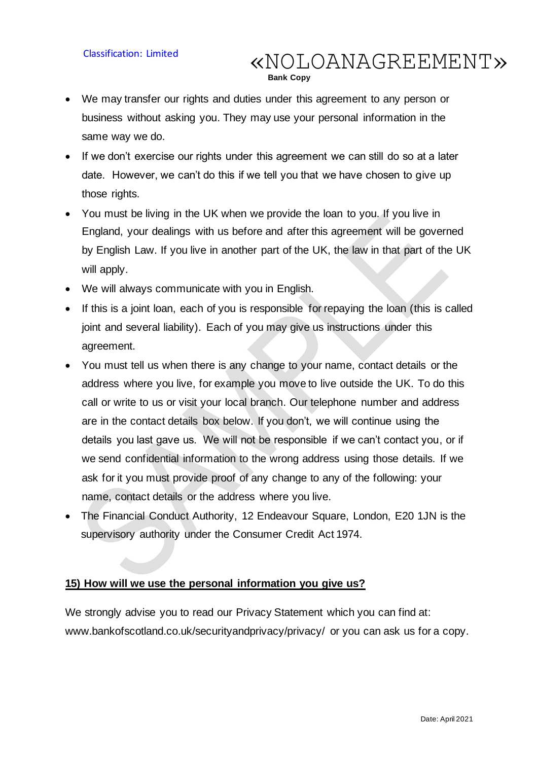- We may transfer our rights and duties under this agreement to any person or business without asking you. They may use your personal information in the same way we do.
- If we don't exercise our rights under this agreement we can still do so at a later date. However, we can't do this if we tell you that we have chosen to give up those rights.
- You must be living in the UK when we provide the loan to you. If you live in England, your dealings with us before and after this agreement will be governed by English Law. If you live in another part of the UK, the law in that part of the UK will apply.
- We will always communicate with you in English.
- If this is a joint loan, each of you is responsible for repaying the loan (this is called joint and several liability). Each of you may give us instructions under this agreement.
- You must tell us when there is any change to your name, contact details or the address where you live, for example you move to live outside the UK. To do this call or write to us or visit your local branch. Our telephone number and address are in the contact details box below. If you don't, we will continue using the details you last gave us. We will not be responsible if we can't contact you, or if we send confidential information to the wrong address using those details. If we ask for it you must provide proof of any change to any of the following: your name, contact details or the address where you live.
- The Financial Conduct Authority, 12 Endeavour Square, London, E20 1JN is the supervisory authority under the Consumer Credit Act 1974.

## 15) How will we use the personal information you give us?

We strongly advise you to read our Privacy Statement which you can find at: www.bankofscotland.co.uk/securityandprivacy/privacy/ or you can ask us for a copy.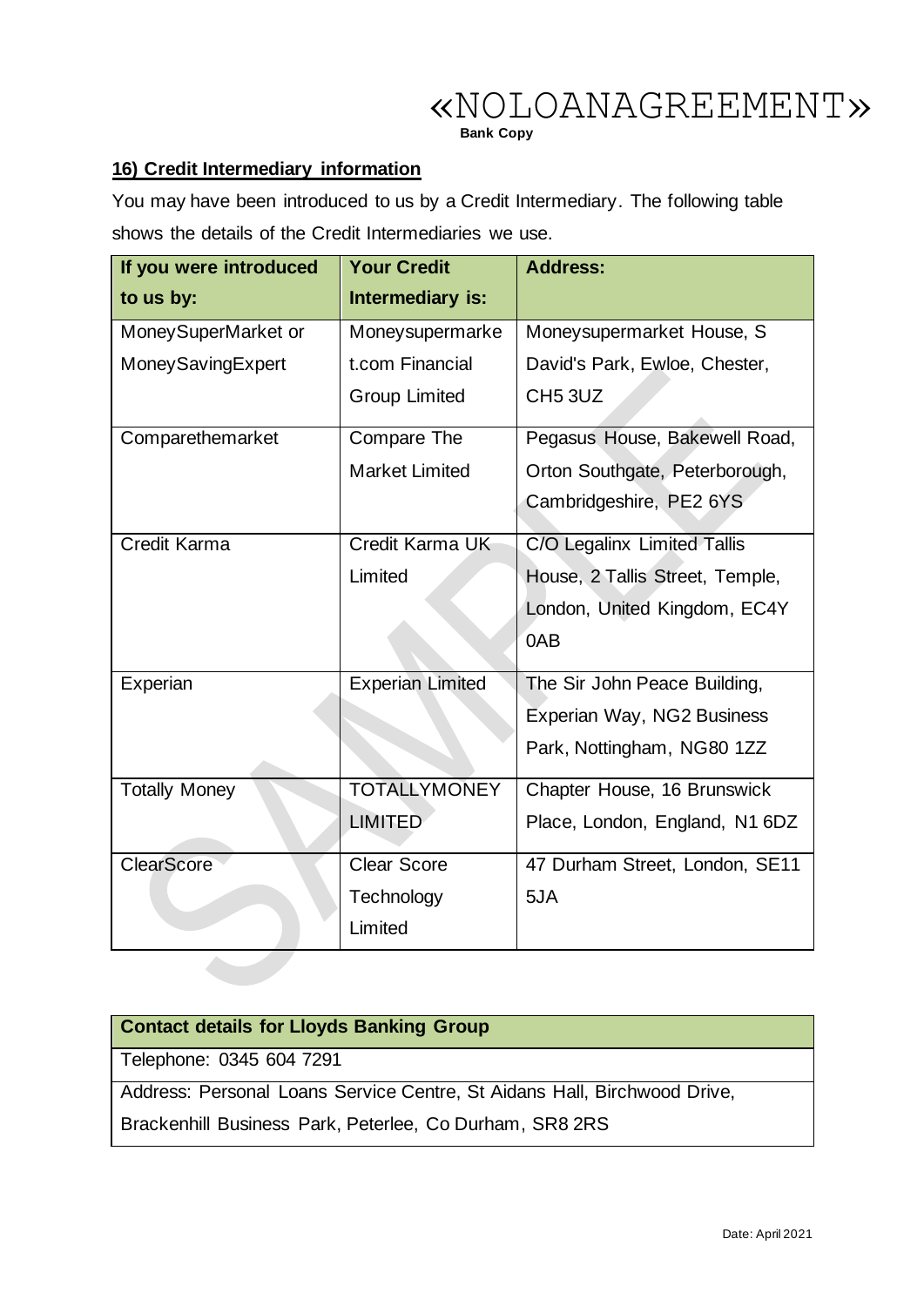«NOLOANAGREEMENT»

**Bank Copy**

## 16) Credit Intermediary information

You may have been introduced to us by a Credit Intermediary. The following table shows the details of the Credit Intermediaries we use.

| If you were introduced to us by: | Your Credit Intermediary is: | Address: |
|---|---|---|
| MoneySuperMarket or MoneySavingExpert | Moneysupermarket.com Financial Group Limited | Moneysupermarket House, S David's Park, Ewloe, Chester, CH5 3UZ |
| Comparethemarket | Compare The Market Limited | Pegasus House, Bakewell Road, Orton Southgate, Peterborough, Cambridgeshire, PE2 6YS |
| Credit Karma | Credit Karma UK Limited | C/O Legalinx Limited Tallis House, 2 Tallis Street, Temple, London, United Kingdom, EC4Y 0AB |
| Experian | Experian Limited | The Sir John Peace Building, Experian Way, NG2 Business Park, Nottingham, NG80 1ZZ |
| Totally Money | TOTALLYMONEY LIMITED | Chapter House, 16 Brunswick Place, London, England, N1 6DZ |
| ClearScore | Clear Score Technology Limited | 47 Durham Street, London, SE11 5JA |

| Contact details for Lloyds Banking Group |
|---|
| Telephone: 0345 604 7291 |
| Address: Personal Loans Service Centre, St Aidans Hall, Birchwood Drive, Brackenhill Business Park, Peterlee, Co Durham, SR8 2RS |

Date: April 2021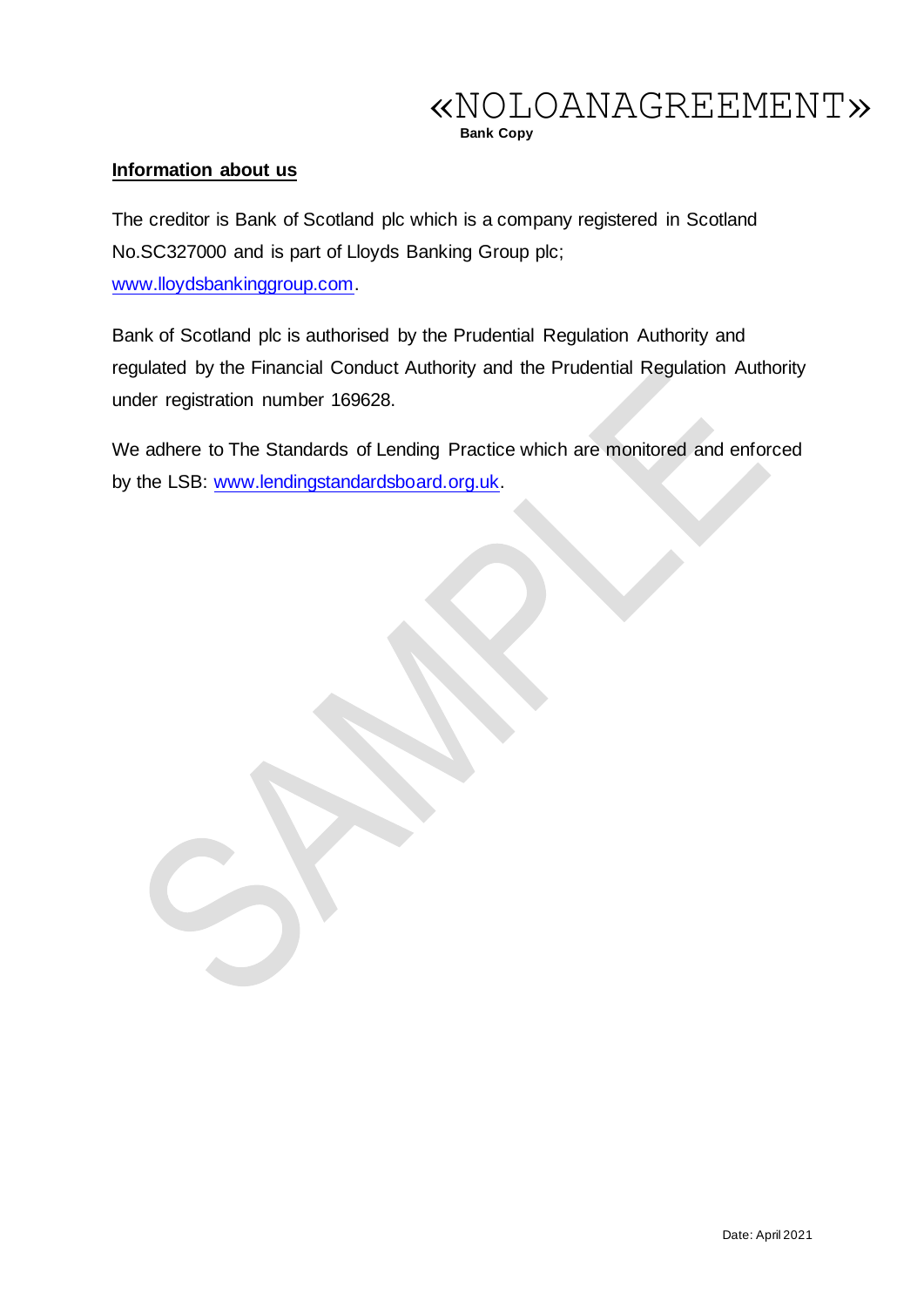«NOLOANAGREEMENT»

**Bank Copy**

## Information about us

The creditor is Bank of Scotland plc which is a company registered in Scotland No.SC327000 and is part of Lloyds Banking Group plc; www.lloydsbankinggroup.com.

Bank of Scotland plc is authorised by the Prudential Regulation Authority and regulated by the Financial Conduct Authority and the Prudential Regulation Authority under registration number 169628.

We adhere to The Standards of Lending Practice which are monitored and enforced by the LSB: www.lendingstandardsboard.org.uk.

Date: April 2021